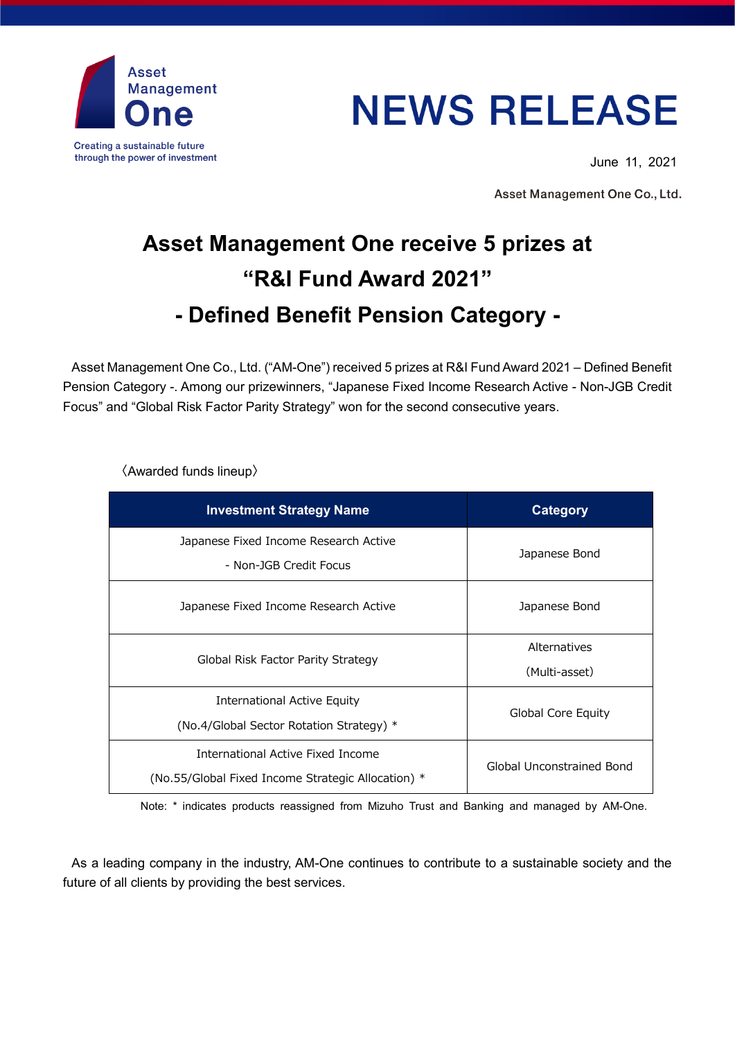Asset Management One

Creating a sustainable future through the power of investment

# NEWS RELEASE

June 11, 2021

Asset Management One Co., Ltd.

# Asset Management One receive 5 prizes at "R&I Fund Award 2021" - Defined Benefit Pension Category -

Asset Management One Co., Ltd. ("AM-One") received 5 prizes at R&I Fund Award 2021 – Defined Benefit Pension Category -. Among our prizewinners, "Japanese Fixed Income Research Active - Non-JGB Credit Focus" and "Global Risk Factor Parity Strategy" won for the second consecutive years.

〈Awarded funds lineup〉

| Investment Strategy Name | Category |
|---|---|
| Japanese Fixed Income Research Active - Non-JGB Credit Focus | Japanese Bond |
| Japanese Fixed Income Research Active | Japanese Bond |
| Global Risk Factor Parity Strategy | Alternatives (Multi-asset) |
| International Active Equity (No.4/Global Sector Rotation Strategy) * | Global Core Equity |
| International Active Fixed Income (No.55/Global Fixed Income Strategic Allocation) * | Global Unconstrained Bond |

Note: * indicates products reassigned from Mizuho Trust and Banking and managed by AM-One.

As a leading company in the industry, AM-One continues to contribute to a sustainable society and the future of all clients by providing the best services.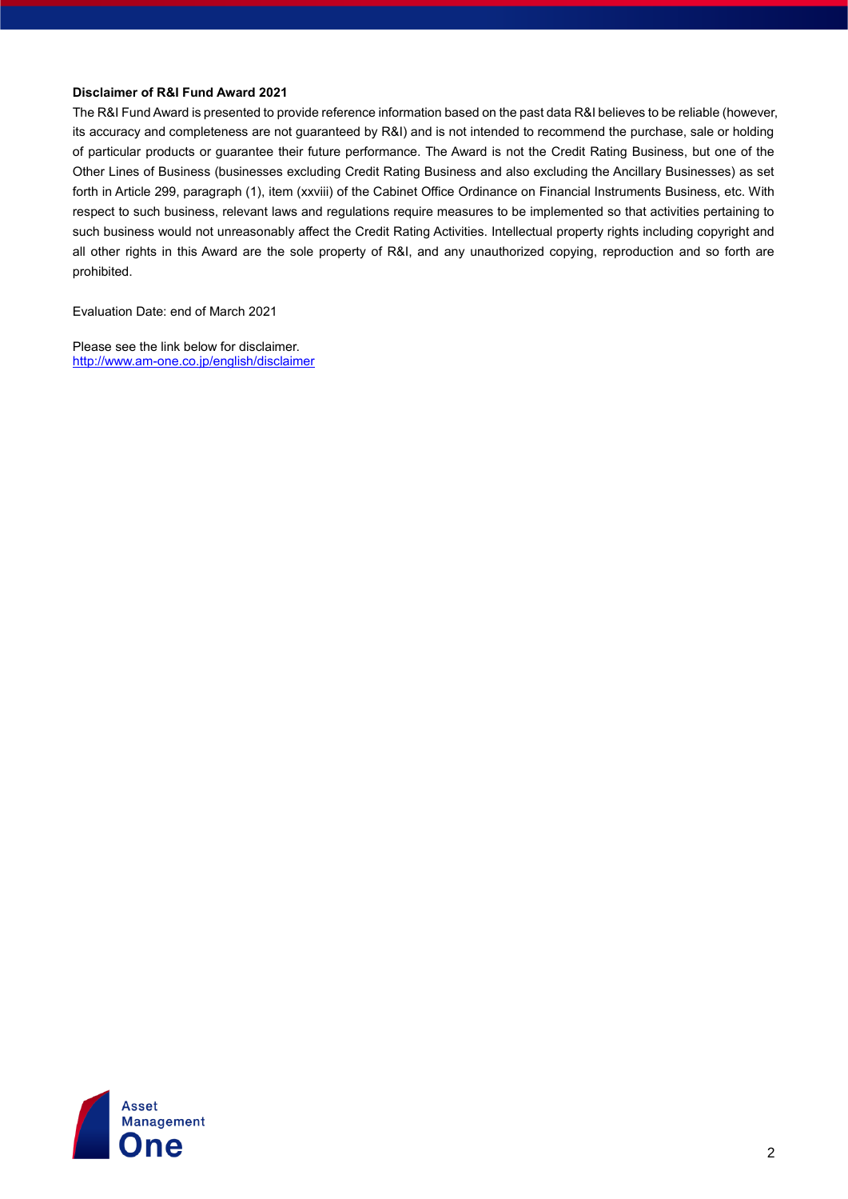**Disclaimer of R&I Fund Award 2021**

The R&I Fund Award is presented to provide reference information based on the past data R&I believes to be reliable (however, its accuracy and completeness are not guaranteed by R&I) and is not intended to recommend the purchase, sale or holding of particular products or guarantee their future performance. The Award is not the Credit Rating Business, but one of the Other Lines of Business (businesses excluding Credit Rating Business and also excluding the Ancillary Businesses) as set forth in Article 299, paragraph (1), item (xxviii) of the Cabinet Office Ordinance on Financial Instruments Business, etc. With respect to such business, relevant laws and regulations require measures to be implemented so that activities pertaining to such business would not unreasonably affect the Credit Rating Activities. Intellectual property rights including copyright and all other rights in this Award are the sole property of R&I, and any unauthorized copying, reproduction and so forth are prohibited.

Evaluation Date: end of March 2021

Please see the link below for disclaimer.
http://www.am-one.co.jp/english/disclaimer